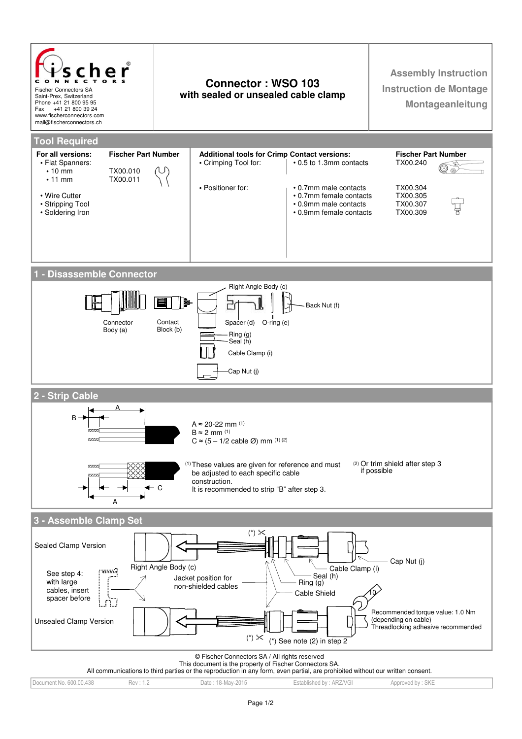Fischer Connectors SA
Saint-Prex, Switzerland
Phone +41 21 800 95 95
Fax +41 21 800 39 24
www.fischerconnectors.com
mail@fischerconnectors.ch

# Connector : WSO 103
## with sealed or unsealed cable clamp

**Assembly Instruction**
**Instruction de Montage**
**Montageanleitung**

## Tool Required

| For all versions: | Fischer Part Number |
|---|---|
| • Flat Spanners: | |
| • 10 mm | TX00.010 |
| • 11 mm | TX00.011 |
| • Wire Cutter | |
| • Stripping Tool | |
| • Soldering Iron | |

| Additional tools for Crimp Contact versions: | | Fischer Part Number |
|---|---|---|
| • Crimping Tool for: | • 0.5 to 1.3mm contacts | TX00.240 |
| • Positioner for: | • 0.7mm male contacts | TX00.304 |
| | • 0.7mm female contacts | TX00.305 |
| | • 0.9mm male contacts | TX00.307 |
| | • 0.9mm female contacts | TX00.309 |

## 1 - Disassemble Connector

Connector Body (a)
Contact Block (b)
Right Angle Body (c)
Spacer (d)
O-ring (e)
Back Nut (f)
Ring (g)
Seal (h)
Cable Clamp (i)
Cap Nut (j)

## 2 - Strip Cable

A ≈ 20-22 mm [1]
B ≈ 2 mm [1]
C ≈ (5 – 1/2 cable Ø) mm [1] [2]

[1] These values are given for reference and must be adjusted to each specific cable construction.
It is recommended to strip "B" after step 3.

[2] Or trim shield after step 3 if possible

## 3 - Assemble Clamp Set

Sealed Clamp Version

Unsealed Clamp Version

See step 4: with large cables, insert spacer before

Right Angle Body (c)
Jacket position for non-shielded cables
Cable Shield
Ring (g)
Seal (h)
Cable Clamp (i)
Cap Nut (j)

Recommended torque value: 1.0 Nm (depending on cable)
Threadlocking adhesive recommended

(*) See note (2) in step 2

© Fischer Connectors SA / All rights reserved
This document is the property of Fischer Connectors SA.
All communications to third parties or the reproduction in any form, even partial, are prohibited without our written consent.

| Document No. 600.00.438 | Rev : 1.2 | Date : 18-May-2015 | Established by : ARZ/VGI | Approved by : SKE |
|---|---|---|---|---|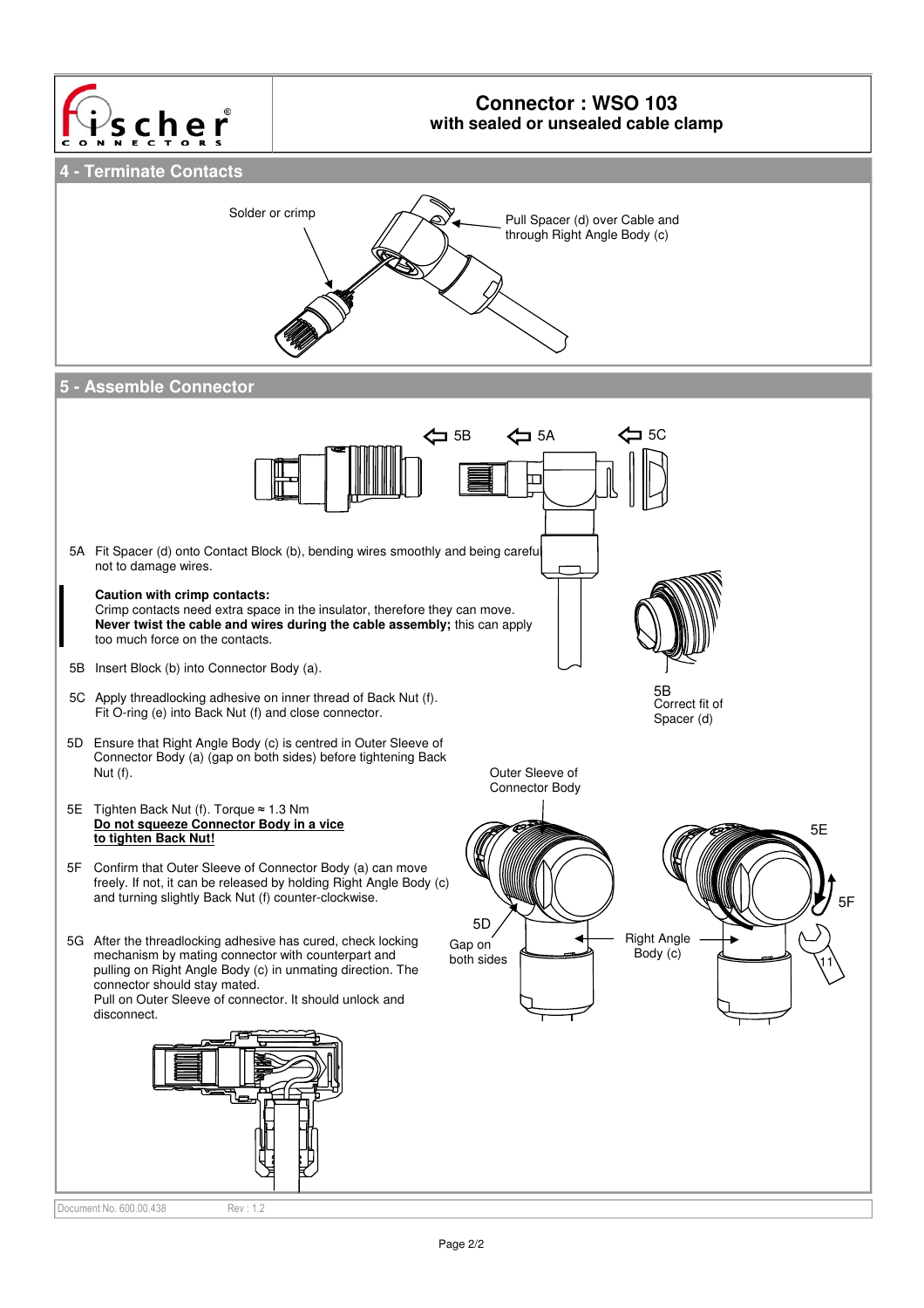# Connector : WSO 103
with sealed or unsealed cable clamp

## 4 - Terminate Contacts

Solder or crimp

Pull Spacer (d) over Cable and through Right Angle Body (c)

## 5 - Assemble Connector

5B 5A 5C

5A Fit Spacer (d) onto Contact Block (b), bending wires smoothly and being careful not to damage wires.

**Caution with crimp contacts:**
Crimp contacts need extra space in the insulator, therefore they can move.
**Never twist the cable and wires during the cable assembly;** this can apply too much force on the contacts.

5B Insert Block (b) into Connector Body (a).

5B
Correct fit of Spacer (d)

5C Apply threadlocking adhesive on inner thread of Back Nut (f).
Fit O-ring (e) into Back Nut (f) and close connector.

5D Ensure that Right Angle Body (c) is centred in Outer Sleeve of Connector Body (a) (gap on both sides) before tightening Back Nut (f).

5E Tighten Back Nut (f). Torque ≈ 1.3 Nm
**<u>Do not squeeze Connector Body in a vice to tighten Back Nut!</u>**

5F Confirm that Outer Sleeve of Connector Body (a) can move freely. If not, it can be released by holding Right Angle Body (c) and turning slightly Back Nut (f) counter-clockwise.

5G After the threadlocking adhesive has cured, check locking mechanism by mating connector with counterpart and pulling on Right Angle Body (c) in unmating direction. The connector should stay mated.
Pull on Outer Sleeve of connector. It should unlock and disconnect.

Outer Sleeve of Connector Body

5D
Gap on both sides

Right Angle Body (c)

5E

5F

11

Document No. 600.00.438 Rev : 1.2